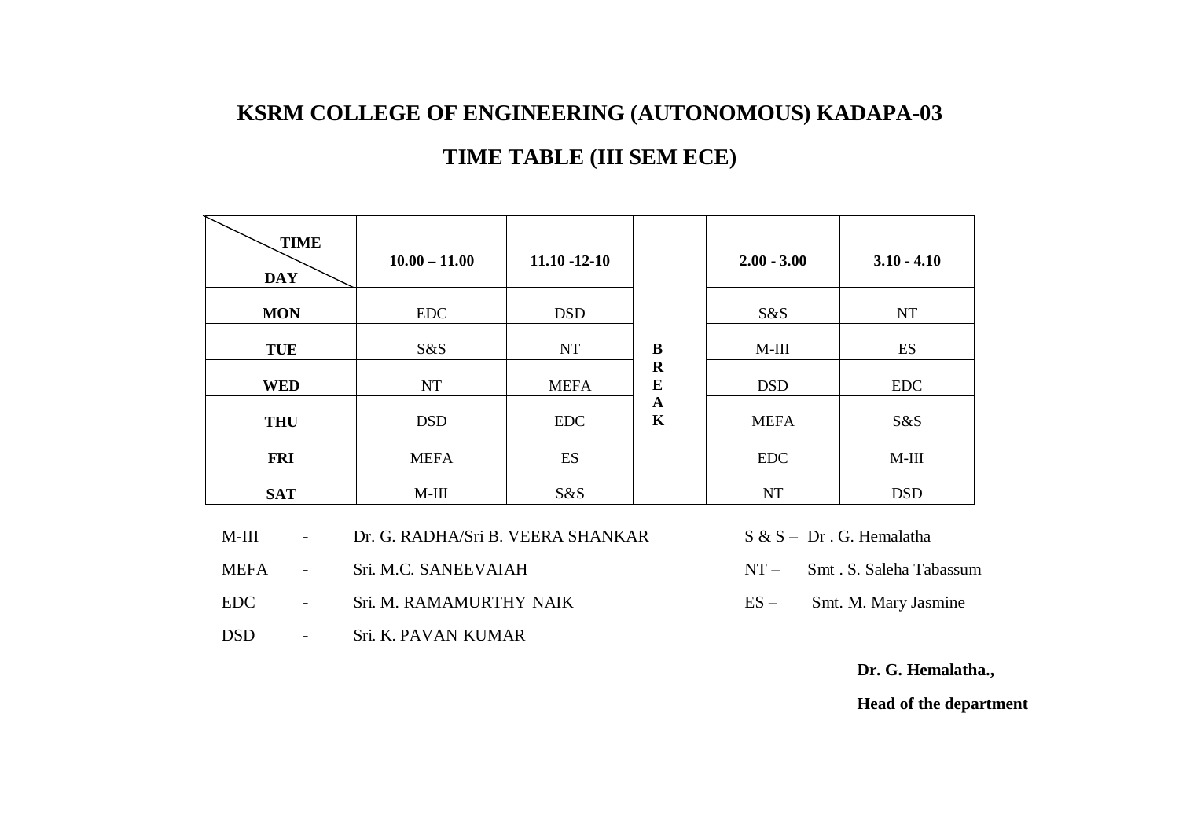# KSRM COLLEGE OF ENGINEERING (AUTONOMOUS) KADAPA-03

## TIME TABLE (III SEM ECE)

| TIME / DAY | 10.00 – 11.00 | 11.10 -12-10 | | 2.00 - 3.00 | 3.10 - 4.10 |
|---|---|---|---|---|---|
| **MON** | EDC | DSD | **B** | S&S | NT |
| **TUE** | S&S | NT | **R** | M-III | ES |
| **WED** | NT | MEFA | **E** | DSD | EDC |
| **THU** | DSD | EDC | **A** | MEFA | S&S |
| **FRI** | MEFA | ES | **K** | EDC | M-III |
| **SAT** | M-III | S&S | | NT | DSD |

M-III - Dr. G. RADHA/Sri B. VEERA SHANKAR

MEFA - Sri. M.C. SANEEVAIAH

EDC - Sri. M. RAMAMURTHY NAIK

DSD - Sri. K. PAVAN KUMAR

S & S – Dr . G. Hemalatha

NT – Smt . S. Saleha Tabassum

ES – Smt. M. Mary Jasmine

**Dr. G. Hemalatha.,**

**Head of the department**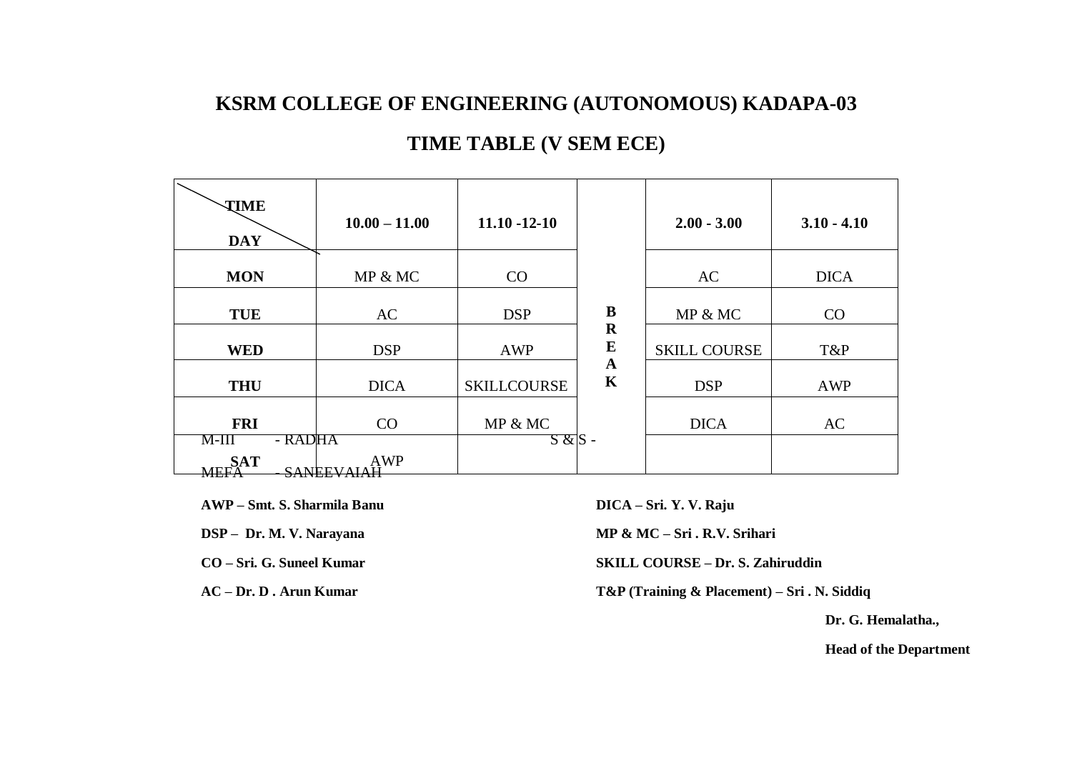# KSRM COLLEGE OF ENGINEERING (AUTONOMOUS) KADAPA-03

## TIME TABLE (V SEM ECE)

| TIME / DAY | 10.00 – 11.00 | 11.10 -12-10 | | 2.00 - 3.00 | 3.10 - 4.10 |
|---|---|---|---|---|---|
| **MON** | MP & MC | CO | **B** | AC | DICA |
| **TUE** | AC | DSP | **R** | MP & MC | CO |
| **WED** | DSP | AWP | **E** | SKILL COURSE | T&P |
| **THU** | DICA | SKILLCOURSE | **A** | DSP | AWP |
| **FRI** | CO | MP & MC | **K** | DICA | AC |
| **SAT** | AWP | | | | |

M-III - RADHA S & S -

MEFA - SANEEVAIAH

**AWP – Smt. S. Sharmila Banu**

**DSP – Dr. M. V. Narayana**

**CO – Sri. G. Suneel Kumar**

**AC – Dr. D . Arun Kumar**

**DICA – Sri. Y. V. Raju**

**MP & MC – Sri . R.V. Srihari**

**SKILL COURSE – Dr. S. Zahiruddin**

**T&P (Training & Placement) – Sri . N. Siddiq**

**Dr. G. Hemalatha.,**

**Head of the Department**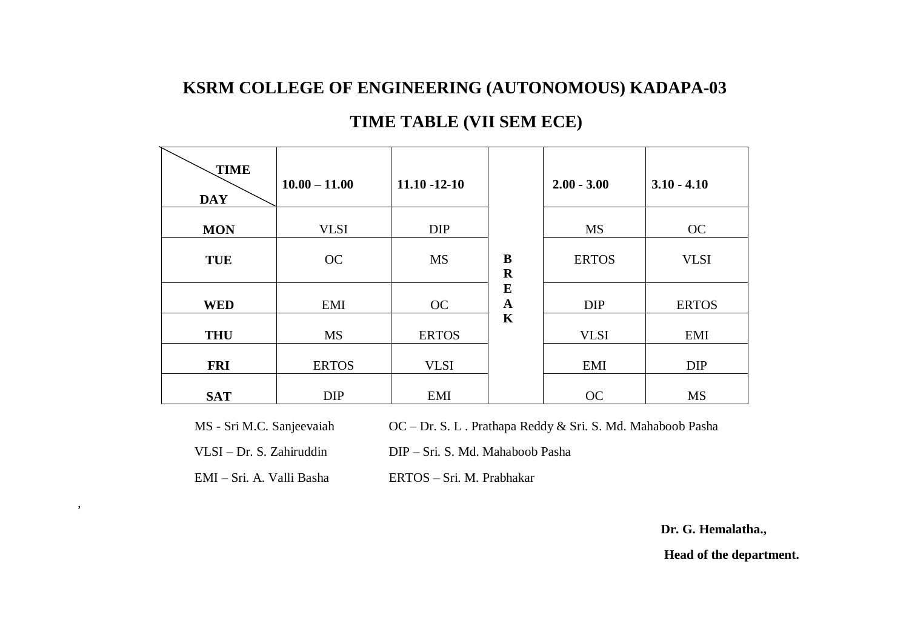# KSRM COLLEGE OF ENGINEERING (AUTONOMOUS) KADAPA-03

## TIME TABLE (VII SEM ECE)

| TIME / DAY | 10.00 – 11.00 | 11.10 -12-10 | | 2.00 - 3.00 | 3.10 - 4.10 |
|---|---|---|---|---|---|
| **MON** | VLSI | DIP | | MS | OC |
| **TUE** | OC | MS | **B R E A K** | ERTOS | VLSI |
| **WED** | EMI | OC | | DIP | ERTOS |
| **THU** | MS | ERTOS | | VLSI | EMI |
| **FRI** | ERTOS | VLSI | | EMI | DIP |
| **SAT** | DIP | EMI | | OC | MS |

MS - Sri M.C. Sanjeevaiah

OC – Dr. S. L . Prathapa Reddy & Sri. S. Md. Mahaboob Pasha

VLSI – Dr. S. Zahiruddin

DIP – Sri. S. Md. Mahaboob Pasha

EMI – Sri. A. Valli Basha

ERTOS – Sri. M. Prabhakar

,

**Dr. G. Hemalatha.,**

**Head of the department.**